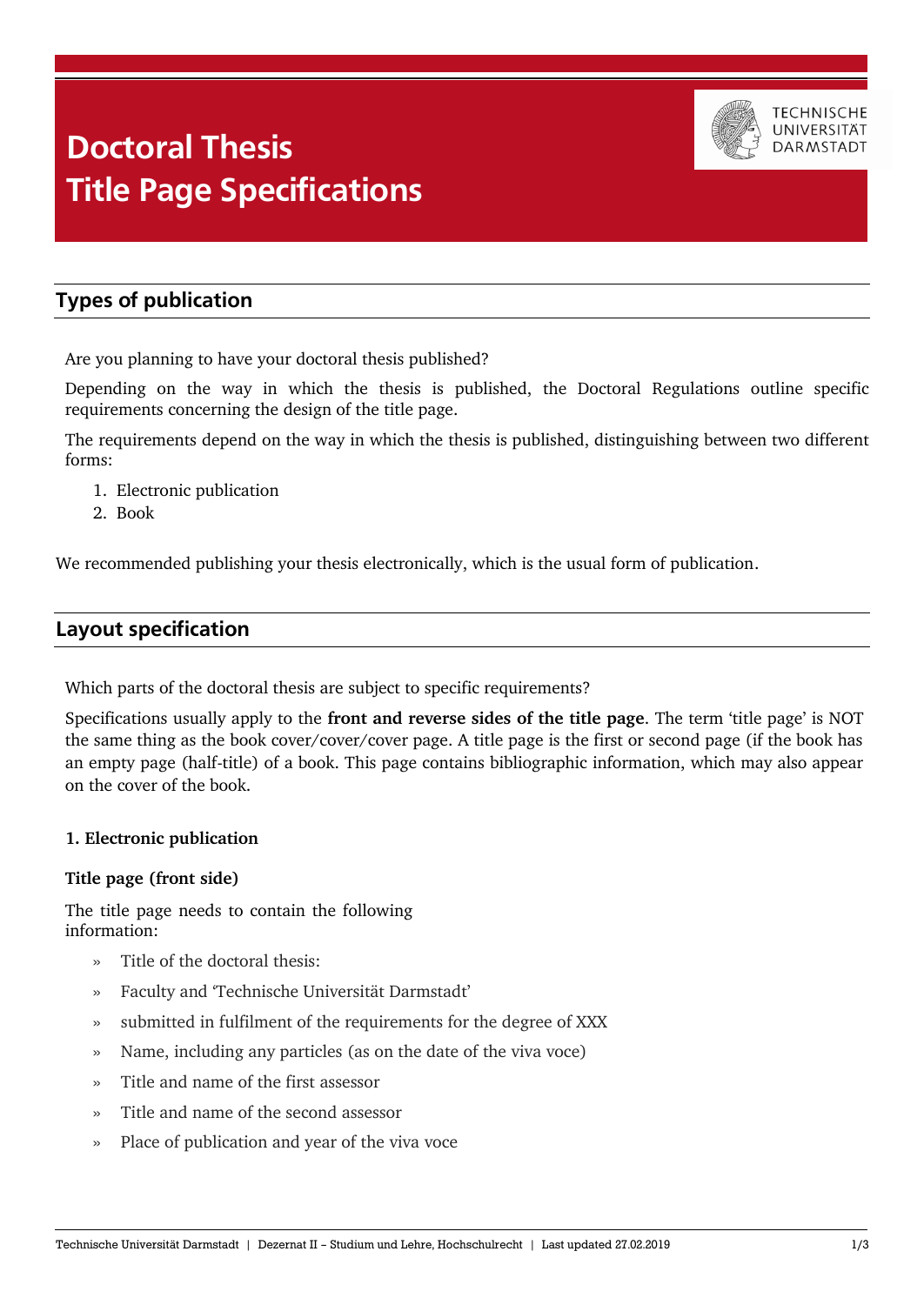# Doctoral Thesis
# Title Page Specifications

## Types of publication

Are you planning to have your doctoral thesis published?

Depending on the way in which the thesis is published, the Doctoral Regulations outline specific requirements concerning the design of the title page.

The requirements depend on the way in which the thesis is published, distinguishing between two different forms:

1. Electronic publication
2. Book

We recommended publishing your thesis electronically, which is the usual form of publication.

## Layout specification

Which parts of the doctoral thesis are subject to specific requirements?

Specifications usually apply to the **front and reverse sides of the title page**. The term 'title page' is NOT the same thing as the book cover/cover/cover page. A title page is the first or second page (if the book has an empty page (half-title) of a book. This page contains bibliographic information, which may also appear on the cover of the book.

**1. Electronic publication**

**Title page (front side)**

The title page needs to contain the following information:

- Title of the doctoral thesis:
- Faculty and 'Technische Universität Darmstadt'
- submitted in fulfilment of the requirements for the degree of XXX
- Name, including any particles (as on the date of the viva voce)
- Title and name of the first assessor
- Title and name of the second assessor
- Place of publication and year of the viva voce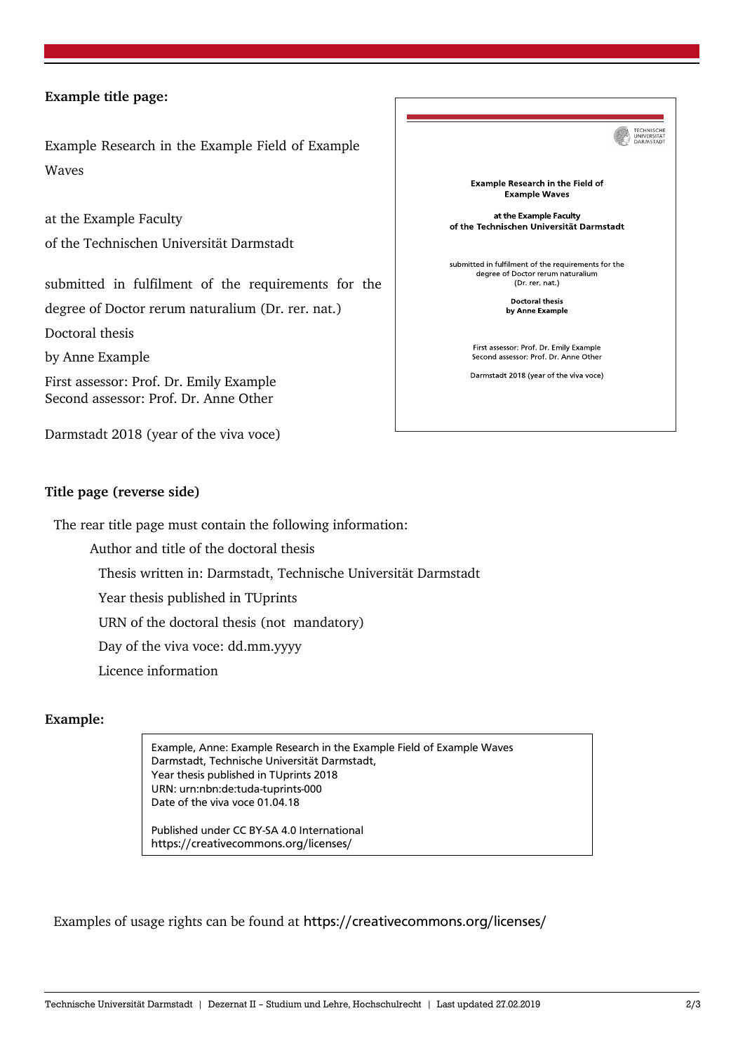**Example title page:**

Example Research in the Example Field of Example Waves

at the Example Faculty
of the Technischen Universität Darmstadt

submitted in fulfilment of the requirements for the degree of Doctor rerum naturalium (Dr. rer. nat.)

Doctoral thesis

by Anne Example

First assessor: Prof. Dr. Emily Example
Second assessor: Prof. Dr. Anne Other

Darmstadt 2018 (year of the viva voce)

TECHNISCHE UNIVERSITÄT DARMSTADT

**Example Research in the Field of Example Waves**

**at the Example Faculty of the Technischen Universität Darmstadt**

submitted in fulfilment of the requirements for the degree of Doctor rerum naturalium (Dr. rer. nat.)

**Doctoral thesis by Anne Example**

First assessor: Prof. Dr. Emily Example
Second assessor: Prof. Dr. Anne Other

Darmstadt 2018 (year of the viva voce)

**Title page (reverse side)**

The rear title page must contain the following information:

- Author and title of the doctoral thesis
- Thesis written in: Darmstadt, Technische Universität Darmstadt
- Year thesis published in TUprints
- URN of the doctoral thesis (not mandatory)
- Day of the viva voce: dd.mm.yyyy
- Licence information

**Example:**

```
Example, Anne: Example Research in the Example Field of Example Waves
Darmstadt, Technische Universität Darmstadt,
Year thesis published in TUprints 2018
URN: urn:nbn:de:tuda-tuprints-000
Date of the viva voce 01.04.18

Published under CC BY-SA 4.0 International
https://creativecommons.org/licenses/
```

Examples of usage rights can be found at https://creativecommons.org/licenses/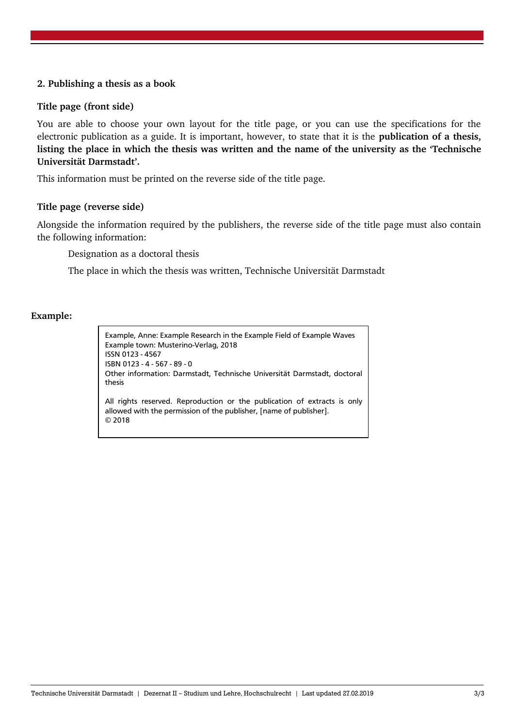## 2. Publishing a thesis as a book

### Title page (front side)

You are able to choose your own layout for the title page, or you can use the specifications for the electronic publication as a guide. It is important, however, to state that it is the **publication of a thesis, listing the place in which the thesis was written and the name of the university as the 'Technische Universität Darmstadt'.**

This information must be printed on the reverse side of the title page.

### Title page (reverse side)

Alongside the information required by the publishers, the reverse side of the title page must also contain the following information:

Designation as a doctoral thesis

The place in which the thesis was written, Technische Universität Darmstadt

**Example:**

> Example, Anne: Example Research in the Example Field of Example Waves
> Example town: Musterino-Verlag, 2018
> ISSN 0123 - 4567
> ISBN 0123 - 4 - 567 - 89 - 0
> Other information: Darmstadt, Technische Universität Darmstadt, doctoral thesis
>
> All rights reserved. Reproduction or the publication of extracts is only allowed with the permission of the publisher, [name of publisher].
> © 2018